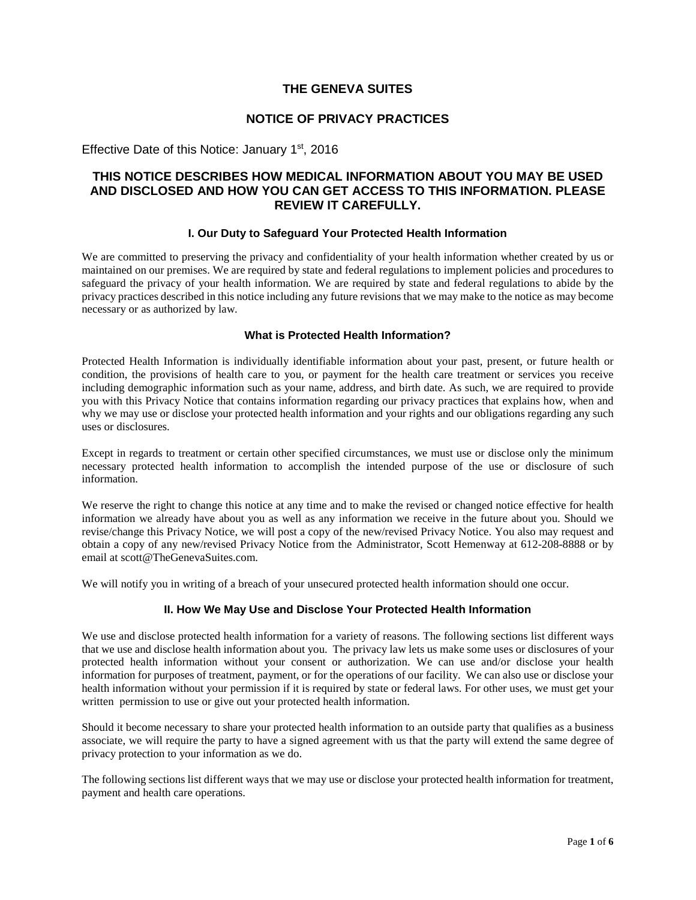# THE GENEVA SUITES

## NOTICE OF PRIVACY PRACTICES

Effective Date of this Notice: January 1st, 2016

## THIS NOTICE DESCRIBES HOW MEDICAL INFORMATION ABOUT YOU MAY BE USED AND DISCLOSED AND HOW YOU CAN GET ACCESS TO THIS INFORMATION. PLEASE REVIEW IT CAREFULLY.

### I. Our Duty to Safeguard Your Protected Health Information

We are committed to preserving the privacy and confidentiality of your health information whether created by us or maintained on our premises. We are required by state and federal regulations to implement policies and procedures to safeguard the privacy of your health information. We are required by state and federal regulations to abide by the privacy practices described in this notice including any future revisions that we may make to the notice as may become necessary or as authorized by law.

### What is Protected Health Information?

Protected Health Information is individually identifiable information about your past, present, or future health or condition, the provisions of health care to you, or payment for the health care treatment or services you receive including demographic information such as your name, address, and birth date. As such, we are required to provide you with this Privacy Notice that contains information regarding our privacy practices that explains how, when and why we may use or disclose your protected health information and your rights and our obligations regarding any such uses or disclosures.

Except in regards to treatment or certain other specified circumstances, we must use or disclose only the minimum necessary protected health information to accomplish the intended purpose of the use or disclosure of such information.

We reserve the right to change this notice at any time and to make the revised or changed notice effective for health information we already have about you as well as any information we receive in the future about you. Should we revise/change this Privacy Notice, we will post a copy of the new/revised Privacy Notice. You also may request and obtain a copy of any new/revised Privacy Notice from the Administrator, Scott Hemenway at 612-208-8888 or by email at scott@TheGenevaSuites.com.

We will notify you in writing of a breach of your unsecured protected health information should one occur.

### II. How We May Use and Disclose Your Protected Health Information

We use and disclose protected health information for a variety of reasons. The following sections list different ways that we use and disclose health information about you. The privacy law lets us make some uses or disclosures of your protected health information without your consent or authorization. We can use and/or disclose your health information for purposes of treatment, payment, or for the operations of our facility. We can also use or disclose your health information without your permission if it is required by state or federal laws. For other uses, we must get your written permission to use or give out your protected health information.

Should it become necessary to share your protected health information to an outside party that qualifies as a business associate, we will require the party to have a signed agreement with us that the party will extend the same degree of privacy protection to your information as we do.

The following sections list different ways that we may use or disclose your protected health information for treatment, payment and health care operations.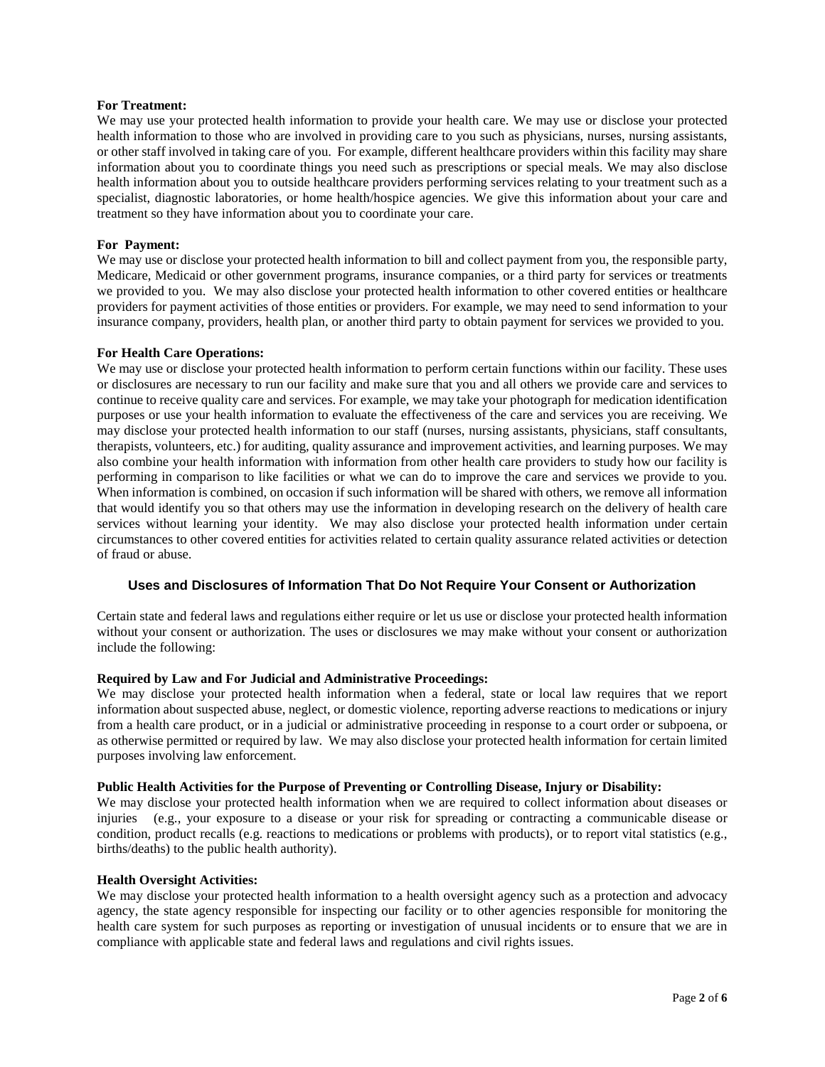**For Treatment:**
We may use your protected health information to provide your health care. We may use or disclose your protected health information to those who are involved in providing care to you such as physicians, nurses, nursing assistants, or other staff involved in taking care of you. For example, different healthcare providers within this facility may share information about you to coordinate things you need such as prescriptions or special meals. We may also disclose health information about you to outside healthcare providers performing services relating to your treatment such as a specialist, diagnostic laboratories, or home health/hospice agencies. We give this information about your care and treatment so they have information about you to coordinate your care.

**For Payment:**
We may use or disclose your protected health information to bill and collect payment from you, the responsible party, Medicare, Medicaid or other government programs, insurance companies, or a third party for services or treatments we provided to you. We may also disclose your protected health information to other covered entities or healthcare providers for payment activities of those entities or providers. For example, we may need to send information to your insurance company, providers, health plan, or another third party to obtain payment for services we provided to you.

**For Health Care Operations:**
We may use or disclose your protected health information to perform certain functions within our facility. These uses or disclosures are necessary to run our facility and make sure that you and all others we provide care and services to continue to receive quality care and services. For example, we may take your photograph for medication identification purposes or use your health information to evaluate the effectiveness of the care and services you are receiving. We may disclose your protected health information to our staff (nurses, nursing assistants, physicians, staff consultants, therapists, volunteers, etc.) for auditing, quality assurance and improvement activities, and learning purposes. We may also combine your health information with information from other health care providers to study how our facility is performing in comparison to like facilities or what we can do to improve the care and services we provide to you. When information is combined, on occasion if such information will be shared with others, we remove all information that would identify you so that others may use the information in developing research on the delivery of health care services without learning your identity. We may also disclose your protected health information under certain circumstances to other covered entities for activities related to certain quality assurance related activities or detection of fraud or abuse.

## Uses and Disclosures of Information That Do Not Require Your Consent or Authorization

Certain state and federal laws and regulations either require or let us use or disclose your protected health information without your consent or authorization. The uses or disclosures we may make without your consent or authorization include the following:

**Required by Law and For Judicial and Administrative Proceedings:**
We may disclose your protected health information when a federal, state or local law requires that we report information about suspected abuse, neglect, or domestic violence, reporting adverse reactions to medications or injury from a health care product, or in a judicial or administrative proceeding in response to a court order or subpoena, or as otherwise permitted or required by law. We may also disclose your protected health information for certain limited purposes involving law enforcement.

**Public Health Activities for the Purpose of Preventing or Controlling Disease, Injury or Disability:**
We may disclose your protected health information when we are required to collect information about diseases or injuries (e.g., your exposure to a disease or your risk for spreading or contracting a communicable disease or condition, product recalls (e.g. reactions to medications or problems with products), or to report vital statistics (e.g., births/deaths) to the public health authority).

**Health Oversight Activities:**
We may disclose your protected health information to a health oversight agency such as a protection and advocacy agency, the state agency responsible for inspecting our facility or to other agencies responsible for monitoring the health care system for such purposes as reporting or investigation of unusual incidents or to ensure that we are in compliance with applicable state and federal laws and regulations and civil rights issues.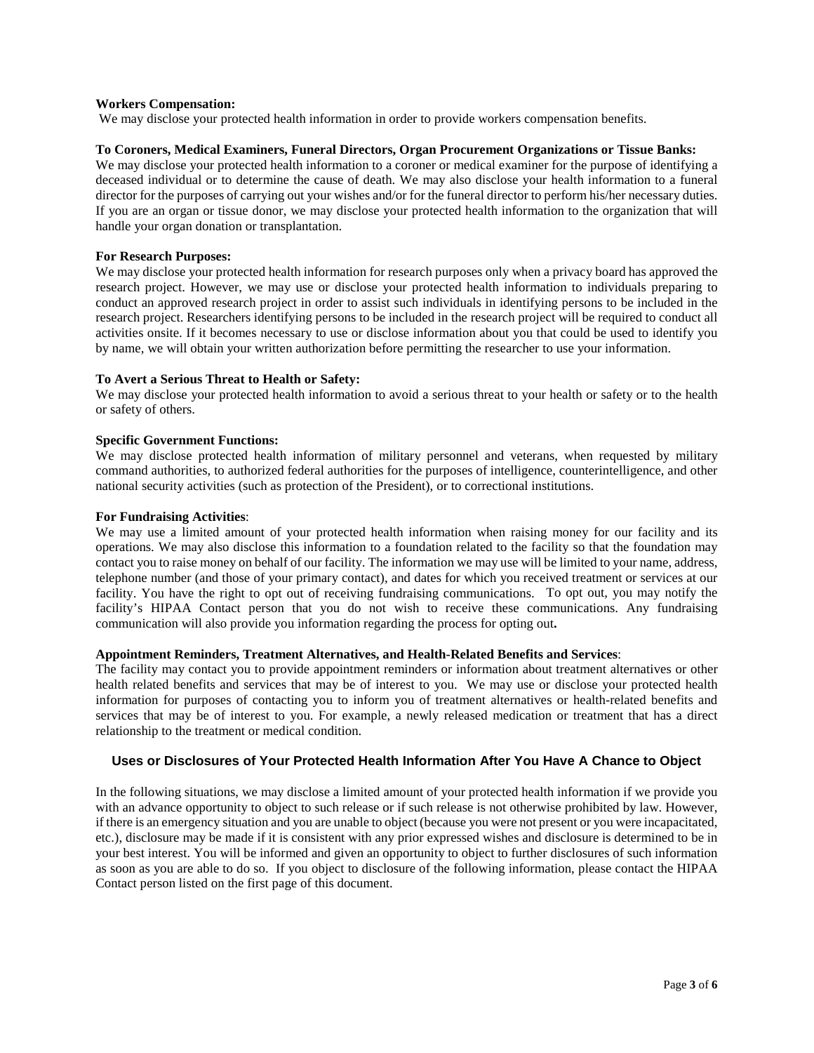**Workers Compensation:**

We may disclose your protected health information in order to provide workers compensation benefits.

**To Coroners, Medical Examiners, Funeral Directors, Organ Procurement Organizations or Tissue Banks:**

We may disclose your protected health information to a coroner or medical examiner for the purpose of identifying a deceased individual or to determine the cause of death. We may also disclose your health information to a funeral director for the purposes of carrying out your wishes and/or for the funeral director to perform his/her necessary duties. If you are an organ or tissue donor, we may disclose your protected health information to the organization that will handle your organ donation or transplantation.

**For Research Purposes:**

We may disclose your protected health information for research purposes only when a privacy board has approved the research project. However, we may use or disclose your protected health information to individuals preparing to conduct an approved research project in order to assist such individuals in identifying persons to be included in the research project. Researchers identifying persons to be included in the research project will be required to conduct all activities onsite. If it becomes necessary to use or disclose information about you that could be used to identify you by name, we will obtain your written authorization before permitting the researcher to use your information.

**To Avert a Serious Threat to Health or Safety:**

We may disclose your protected health information to avoid a serious threat to your health or safety or to the health or safety of others.

**Specific Government Functions:**

We may disclose protected health information of military personnel and veterans, when requested by military command authorities, to authorized federal authorities for the purposes of intelligence, counterintelligence, and other national security activities (such as protection of the President), or to correctional institutions.

**For Fundraising Activities**:

We may use a limited amount of your protected health information when raising money for our facility and its operations. We may also disclose this information to a foundation related to the facility so that the foundation may contact you to raise money on behalf of our facility. The information we may use will be limited to your name, address, telephone number (and those of your primary contact), and dates for which you received treatment or services at our facility. You have the right to opt out of receiving fundraising communications. To opt out, you may notify the facility's HIPAA Contact person that you do not wish to receive these communications. Any fundraising communication will also provide you information regarding the process for opting out**.**

**Appointment Reminders, Treatment Alternatives, and Health-Related Benefits and Services**:

The facility may contact you to provide appointment reminders or information about treatment alternatives or other health related benefits and services that may be of interest to you. We may use or disclose your protected health information for purposes of contacting you to inform you of treatment alternatives or health-related benefits and services that may be of interest to you. For example, a newly released medication or treatment that has a direct relationship to the treatment or medical condition.

## Uses or Disclosures of Your Protected Health Information After You Have A Chance to Object

In the following situations, we may disclose a limited amount of your protected health information if we provide you with an advance opportunity to object to such release or if such release is not otherwise prohibited by law. However, if there is an emergency situation and you are unable to object (because you were not present or you were incapacitated, etc.), disclosure may be made if it is consistent with any prior expressed wishes and disclosure is determined to be in your best interest. You will be informed and given an opportunity to object to further disclosures of such information as soon as you are able to do so. If you object to disclosure of the following information, please contact the HIPAA Contact person listed on the first page of this document.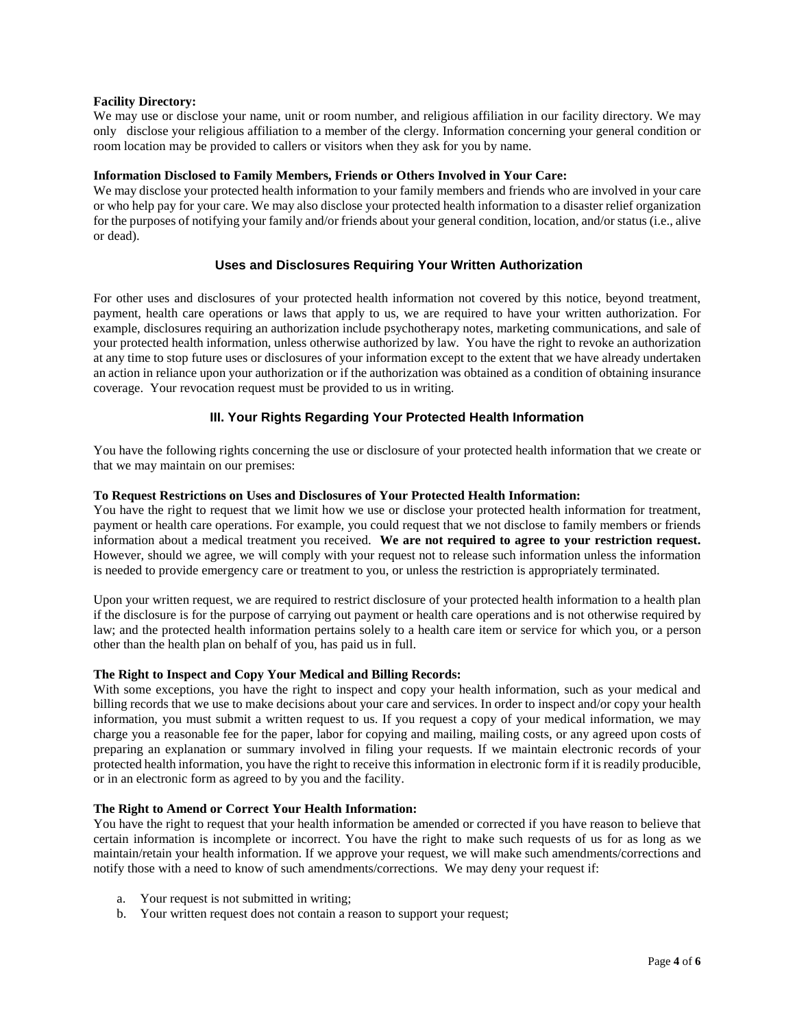**Facility Directory:**
We may use or disclose your name, unit or room number, and religious affiliation in our facility directory. We may only disclose your religious affiliation to a member of the clergy. Information concerning your general condition or room location may be provided to callers or visitors when they ask for you by name.

**Information Disclosed to Family Members, Friends or Others Involved in Your Care:**
We may disclose your protected health information to your family members and friends who are involved in your care or who help pay for your care. We may also disclose your protected health information to a disaster relief organization for the purposes of notifying your family and/or friends about your general condition, location, and/or status (i.e., alive or dead).

## Uses and Disclosures Requiring Your Written Authorization

For other uses and disclosures of your protected health information not covered by this notice, beyond treatment, payment, health care operations or laws that apply to us, we are required to have your written authorization. For example, disclosures requiring an authorization include psychotherapy notes, marketing communications, and sale of your protected health information, unless otherwise authorized by law. You have the right to revoke an authorization at any time to stop future uses or disclosures of your information except to the extent that we have already undertaken an action in reliance upon your authorization or if the authorization was obtained as a condition of obtaining insurance coverage. Your revocation request must be provided to us in writing.

## III. Your Rights Regarding Your Protected Health Information

You have the following rights concerning the use or disclosure of your protected health information that we create or that we may maintain on our premises:

**To Request Restrictions on Uses and Disclosures of Your Protected Health Information:**
You have the right to request that we limit how we use or disclose your protected health information for treatment, payment or health care operations. For example, you could request that we not disclose to family members or friends information about a medical treatment you received. **We are not required to agree to your restriction request.** However, should we agree, we will comply with your request not to release such information unless the information is needed to provide emergency care or treatment to you, or unless the restriction is appropriately terminated.

Upon your written request, we are required to restrict disclosure of your protected health information to a health plan if the disclosure is for the purpose of carrying out payment or health care operations and is not otherwise required by law; and the protected health information pertains solely to a health care item or service for which you, or a person other than the health plan on behalf of you, has paid us in full.

**The Right to Inspect and Copy Your Medical and Billing Records:**
With some exceptions, you have the right to inspect and copy your health information, such as your medical and billing records that we use to make decisions about your care and services. In order to inspect and/or copy your health information, you must submit a written request to us. If you request a copy of your medical information, we may charge you a reasonable fee for the paper, labor for copying and mailing, mailing costs, or any agreed upon costs of preparing an explanation or summary involved in filing your requests. If we maintain electronic records of your protected health information, you have the right to receive this information in electronic form if it is readily producible, or in an electronic form as agreed to by you and the facility.

**The Right to Amend or Correct Your Health Information:**
You have the right to request that your health information be amended or corrected if you have reason to believe that certain information is incomplete or incorrect. You have the right to make such requests of us for as long as we maintain/retain your health information. If we approve your request, we will make such amendments/corrections and notify those with a need to know of such amendments/corrections. We may deny your request if:

a. Your request is not submitted in writing;
b. Your written request does not contain a reason to support your request;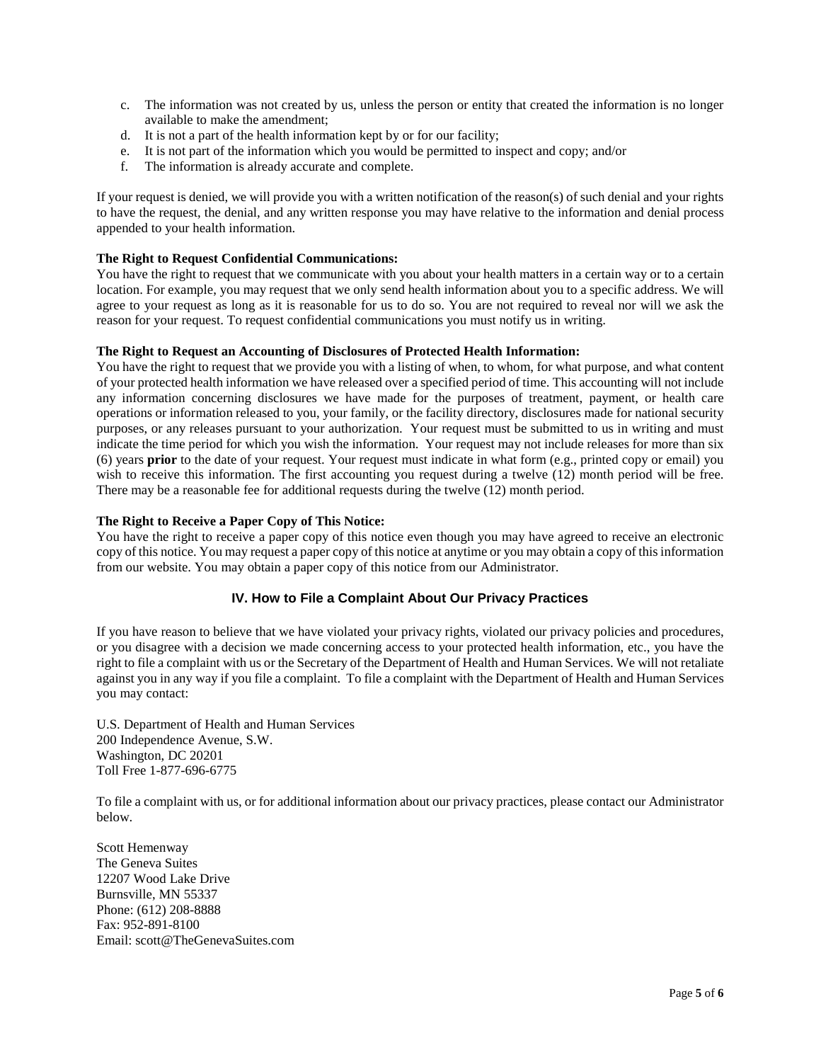c. The information was not created by us, unless the person or entity that created the information is no longer available to make the amendment;
d. It is not a part of the health information kept by or for our facility;
e. It is not part of the information which you would be permitted to inspect and copy; and/or
f. The information is already accurate and complete.

If your request is denied, we will provide you with a written notification of the reason(s) of such denial and your rights to have the request, the denial, and any written response you may have relative to the information and denial process appended to your health information.

**The Right to Request Confidential Communications:**
You have the right to request that we communicate with you about your health matters in a certain way or to a certain location. For example, you may request that we only send health information about you to a specific address. We will agree to your request as long as it is reasonable for us to do so. You are not required to reveal nor will we ask the reason for your request. To request confidential communications you must notify us in writing.

**The Right to Request an Accounting of Disclosures of Protected Health Information:**
You have the right to request that we provide you with a listing of when, to whom, for what purpose, and what content of your protected health information we have released over a specified period of time. This accounting will not include any information concerning disclosures we have made for the purposes of treatment, payment, or health care operations or information released to you, your family, or the facility directory, disclosures made for national security purposes, or any releases pursuant to your authorization. Your request must be submitted to us in writing and must indicate the time period for which you wish the information. Your request may not include releases for more than six (6) years **prior** to the date of your request. Your request must indicate in what form (e.g., printed copy or email) you wish to receive this information. The first accounting you request during a twelve (12) month period will be free. There may be a reasonable fee for additional requests during the twelve (12) month period.

**The Right to Receive a Paper Copy of This Notice:**
You have the right to receive a paper copy of this notice even though you may have agreed to receive an electronic copy of this notice. You may request a paper copy of this notice at anytime or you may obtain a copy of this information from our website. You may obtain a paper copy of this notice from our Administrator.

## IV. How to File a Complaint About Our Privacy Practices

If you have reason to believe that we have violated your privacy rights, violated our privacy policies and procedures, or you disagree with a decision we made concerning access to your protected health information, etc., you have the right to file a complaint with us or the Secretary of the Department of Health and Human Services. We will not retaliate against you in any way if you file a complaint. To file a complaint with the Department of Health and Human Services you may contact:

U.S. Department of Health and Human Services
200 Independence Avenue, S.W.
Washington, DC 20201
Toll Free 1-877-696-6775

To file a complaint with us, or for additional information about our privacy practices, please contact our Administrator below.

Scott Hemenway
The Geneva Suites
12207 Wood Lake Drive
Burnsville, MN 55337
Phone: (612) 208-8888
Fax: 952-891-8100
Email: scott@TheGenevaSuites.com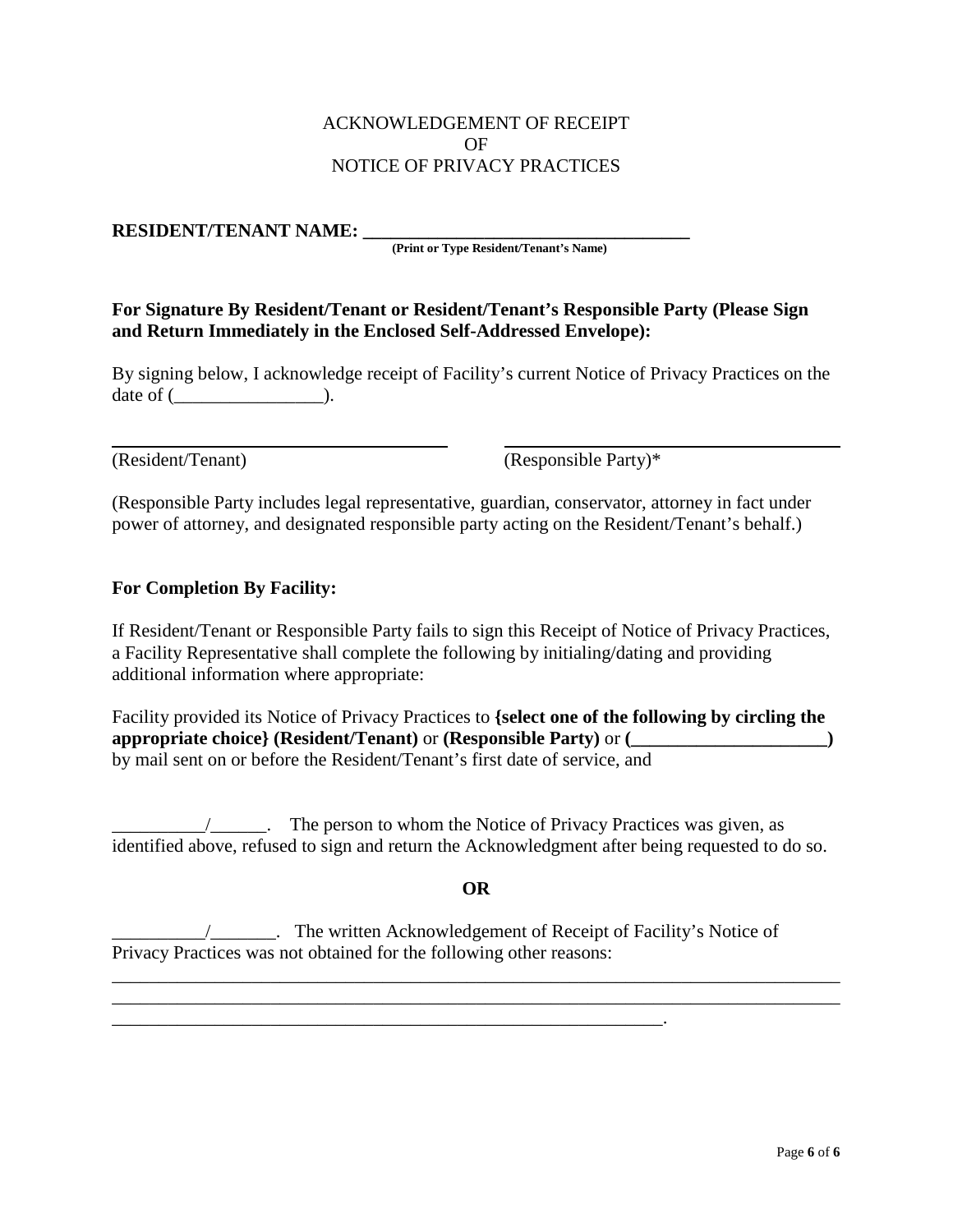# ACKNOWLEDGEMENT OF RECEIPT
# OF
# NOTICE OF PRIVACY PRACTICES

**RESIDENT/TENANT NAME: ___________________________________**
**(Print or Type Resident/Tenant's Name)**

**For Signature By Resident/Tenant or Resident/Tenant's Responsible Party (Please Sign and Return Immediately in the Enclosed Self-Addressed Envelope):**

By signing below, I acknowledge receipt of Facility's current Notice of Privacy Practices on the date of (________________).

___________________________________ ___________________________________
(Resident/Tenant) (Responsible Party)*

(Responsible Party includes legal representative, guardian, conservator, attorney in fact under power of attorney, and designated responsible party acting on the Resident/Tenant's behalf.)

**For Completion By Facility:**

If Resident/Tenant or Responsible Party fails to sign this Receipt of Notice of Privacy Practices, a Facility Representative shall complete the following by initialing/dating and providing additional information where appropriate:

Facility provided its Notice of Privacy Practices to **{select one of the following by circling the appropriate choice} (Resident/Tenant)** or **(Responsible Party)** or **(_____________________)** by mail sent on or before the Resident/Tenant's first date of service, and

__________/______. The person to whom the Notice of Privacy Practices was given, as identified above, refused to sign and return the Acknowledgment after being requested to do so.

**OR**

__________/_______. The written Acknowledgement of Receipt of Facility's Notice of Privacy Practices was not obtained for the following other reasons:
_____________________________________________________________________________
_____________________________________________________________________________
_____________________________________________________________.